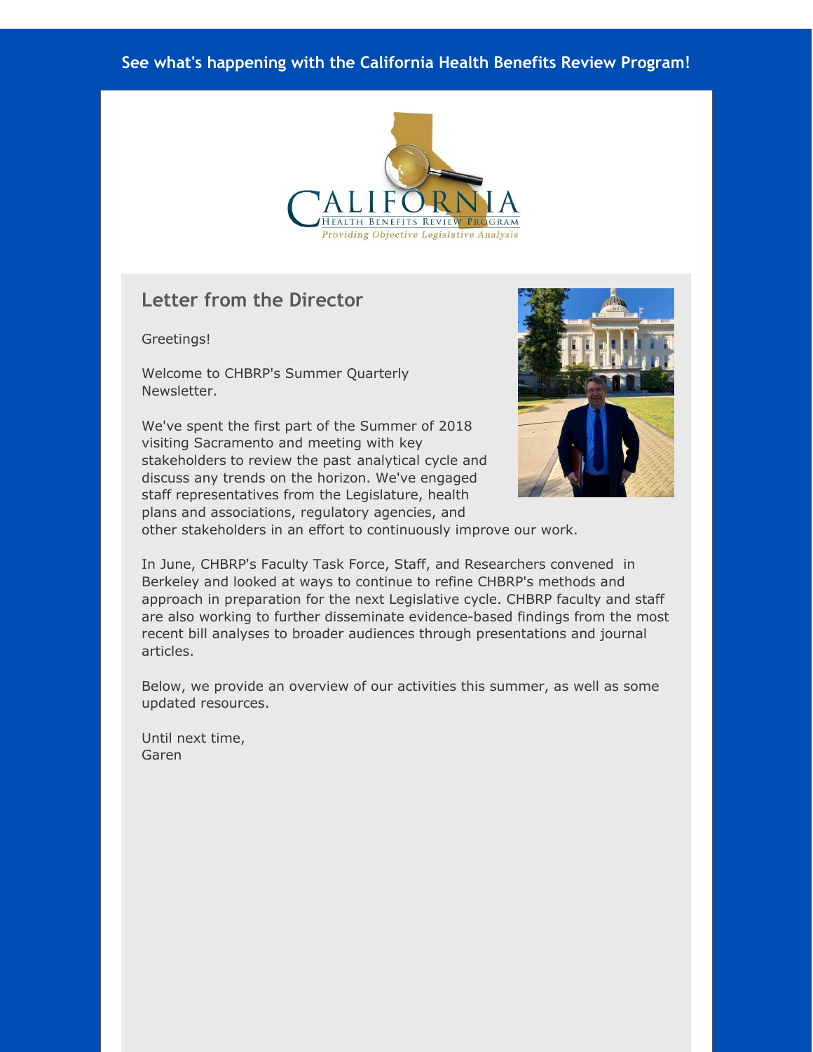See what's happening with the California Health Benefits Review Program!

CALIFORNIA HEALTH BENEFITS REVIEW PROGRAM
*Providing Objective Legislative Analysis*

## Letter from the Director

Greetings!

Welcome to CHBRP's Summer Quarterly Newsletter.

We've spent the first part of the Summer of 2018 visiting Sacramento and meeting with key stakeholders to review the past analytical cycle and discuss any trends on the horizon. We've engaged staff representatives from the Legislature, health plans and associations, regulatory agencies, and other stakeholders in an effort to continuously improve our work.

In June, CHBRP's Faculty Task Force, Staff, and Researchers convened in Berkeley and looked at ways to continue to refine CHBRP's methods and approach in preparation for the next Legislative cycle. CHBRP faculty and staff are also working to further disseminate evidence-based findings from the most recent bill analyses to broader audiences through presentations and journal articles.

Below, we provide an overview of our activities this summer, as well as some updated resources.

Until next time,
Garen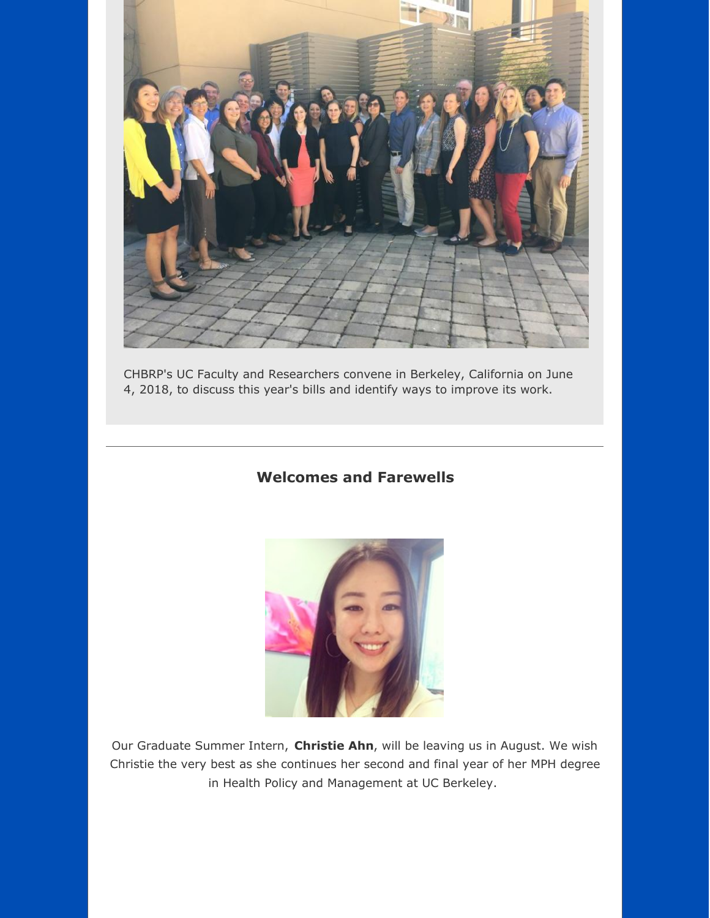CHBRP's UC Faculty and Researchers convene in Berkeley, California on June 4, 2018, to discuss this year's bills and identify ways to improve its work.

---

### Welcomes and Farewells

Our Graduate Summer Intern, **Christie Ahn**, will be leaving us in August. We wish Christie the very best as she continues her second and final year of her MPH degree in Health Policy and Management at UC Berkeley.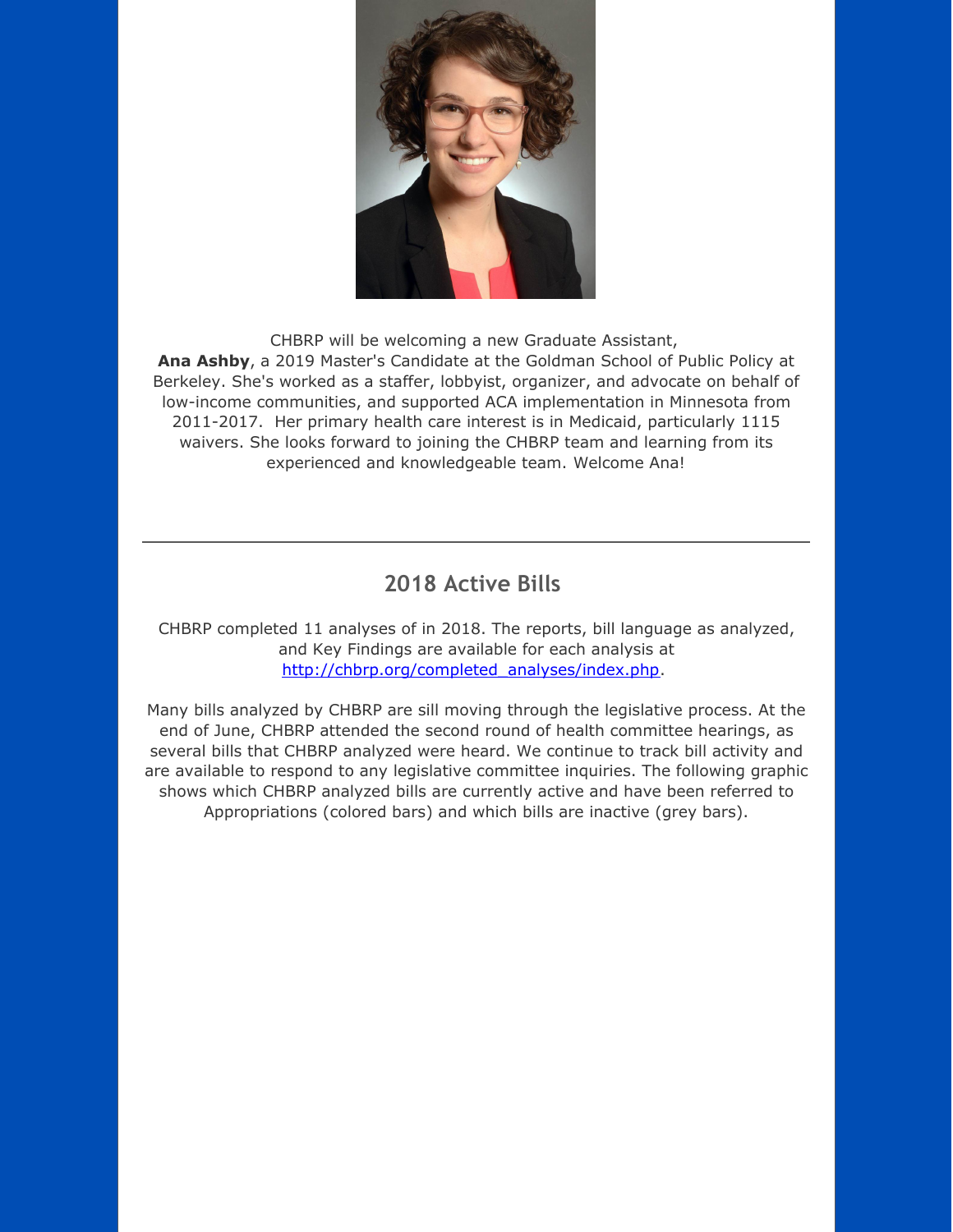CHBRP will be welcoming a new Graduate Assistant, **Ana Ashby**, a 2019 Master's Candidate at the Goldman School of Public Policy at Berkeley. She's worked as a staffer, lobbyist, organizer, and advocate on behalf of low-income communities, and supported ACA implementation in Minnesota from 2011-2017. Her primary health care interest is in Medicaid, particularly 1115 waivers. She looks forward to joining the CHBRP team and learning from its experienced and knowledgeable team. Welcome Ana!

---

## 2018 Active Bills

CHBRP completed 11 analyses of in 2018. The reports, bill language as analyzed, and Key Findings are available for each analysis at http://chbrp.org/completed_analyses/index.php.

Many bills analyzed by CHBRP are sill moving through the legislative process. At the end of June, CHBRP attended the second round of health committee hearings, as several bills that CHBRP analyzed were heard. We continue to track bill activity and are available to respond to any legislative committee inquiries. The following graphic shows which CHBRP analyzed bills are currently active and have been referred to Appropriations (colored bars) and which bills are inactive (grey bars).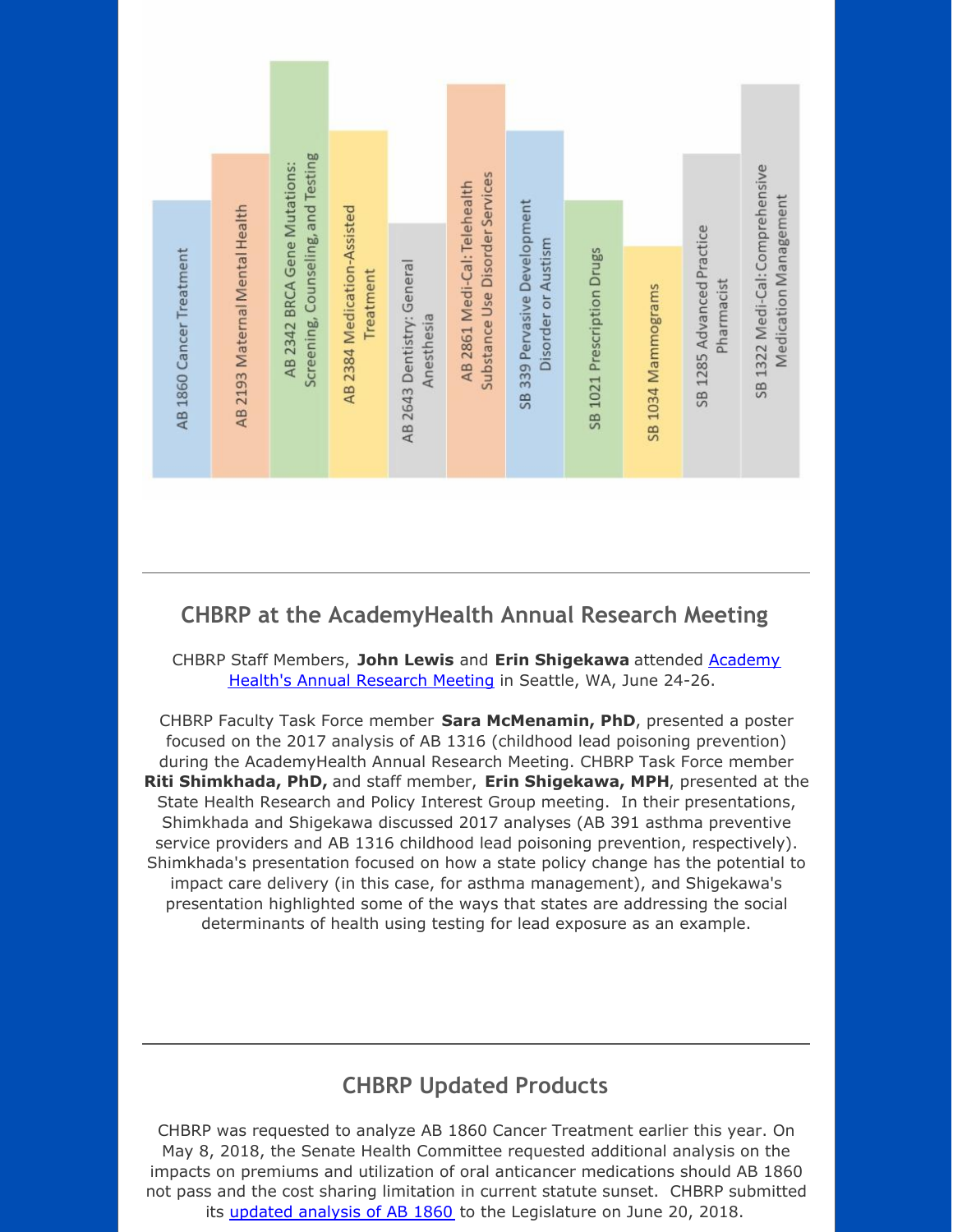- AB 1860 Cancer Treatment
- AB 2193 Maternal Mental Health
- AB 2342 BRCA Gene Mutations: Screening, Counseling, and Testing
- AB 2384 Medication-Assisted Treatment
- AB 2643 Dentistry: General Anesthesia
- AB 2861 Medi-Cal: Telehealth Substance Use Disorder Services
- SB 339 Pervasive Development Disorder or Austism
- SB 1021 Prescription Drugs
- SB 1034 Mammograms
- SB 1285 Advanced Practice Pharmacist
- SB 1322 Medi-Cal: Comprehensive Medication Management

---

## CHBRP at the AcademyHealth Annual Research Meeting

CHBRP Staff Members, **John Lewis** and **Erin Shigekawa** attended [Academy Health's Annual Research Meeting]() in Seattle, WA, June 24-26.

CHBRP Faculty Task Force member **Sara McMenamin, PhD**, presented a poster focused on the 2017 analysis of AB 1316 (childhood lead poisoning prevention) during the AcademyHealth Annual Research Meeting. CHBRP Task Force member **Riti Shimkhada, PhD,** and staff member, **Erin Shigekawa, MPH**, presented at the State Health Research and Policy Interest Group meeting. In their presentations, Shimkhada and Shigekawa discussed 2017 analyses (AB 391 asthma preventive service providers and AB 1316 childhood lead poisoning prevention, respectively). Shimkhada's presentation focused on how a state policy change has the potential to impact care delivery (in this case, for asthma management), and Shigekawa's presentation highlighted some of the ways that states are addressing the social determinants of health using testing for lead exposure as an example.

---

## CHBRP Updated Products

CHBRP was requested to analyze AB 1860 Cancer Treatment earlier this year. On May 8, 2018, the Senate Health Committee requested additional analysis on the impacts on premiums and utilization of oral anticancer medications should AB 1860 not pass and the cost sharing limitation in current statute sunset. CHBRP submitted its [updated analysis of AB 1860]() to the Legislature on June 20, 2018.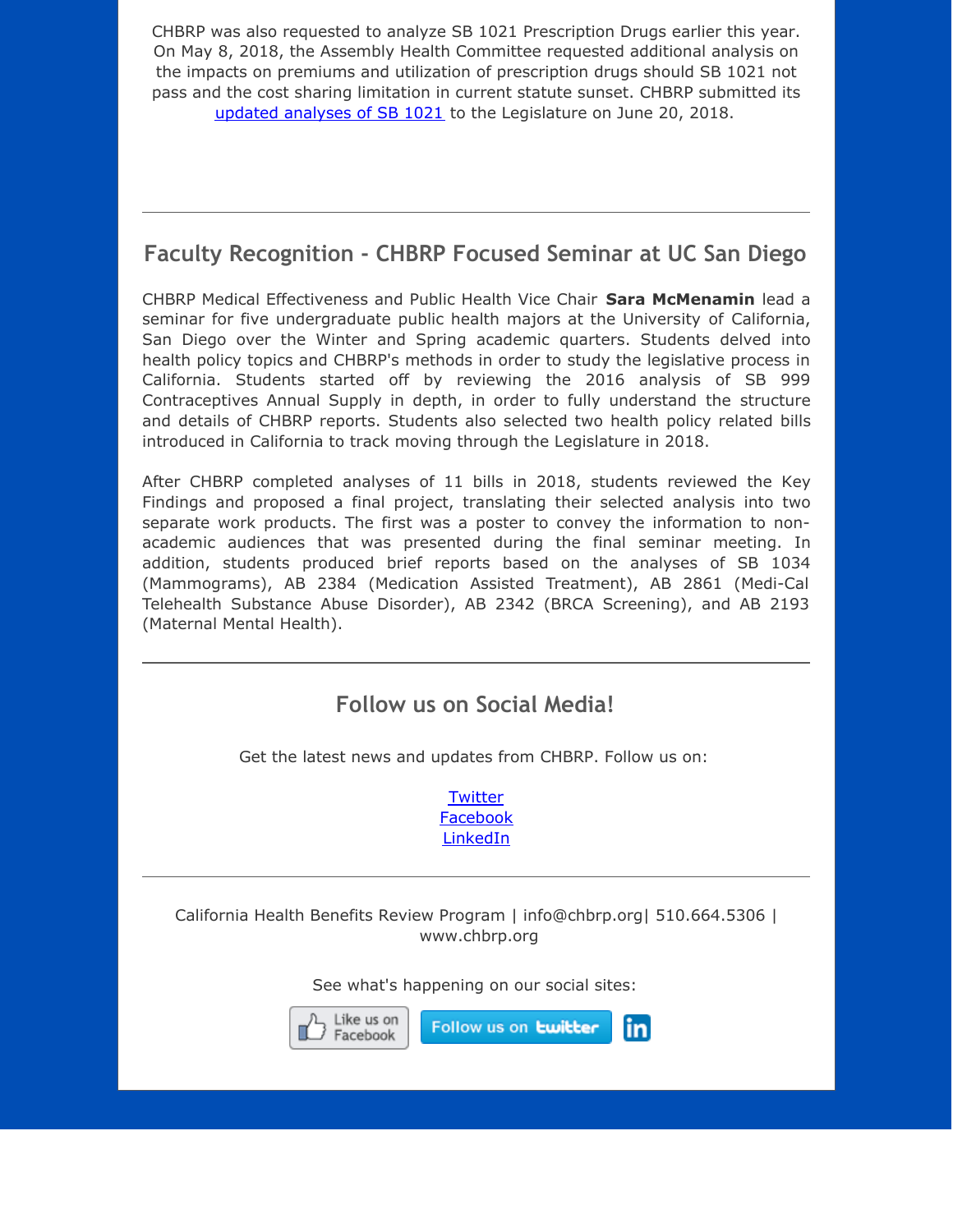CHBRP was also requested to analyze SB 1021 Prescription Drugs earlier this year. On May 8, 2018, the Assembly Health Committee requested additional analysis on the impacts on premiums and utilization of prescription drugs should SB 1021 not pass and the cost sharing limitation in current statute sunset. CHBRP submitted its updated analyses of SB 1021 to the Legislature on June 20, 2018.

---

## Faculty Recognition - CHBRP Focused Seminar at UC San Diego

CHBRP Medical Effectiveness and Public Health Vice Chair **Sara McMenamin** lead a seminar for five undergraduate public health majors at the University of California, San Diego over the Winter and Spring academic quarters. Students delved into health policy topics and CHBRP's methods in order to study the legislative process in California. Students started off by reviewing the 2016 analysis of SB 999 Contraceptives Annual Supply in depth, in order to fully understand the structure and details of CHBRP reports. Students also selected two health policy related bills introduced in California to track moving through the Legislature in 2018.

After CHBRP completed analyses of 11 bills in 2018, students reviewed the Key Findings and proposed a final project, translating their selected analysis into two separate work products. The first was a poster to convey the information to non-academic audiences that was presented during the final seminar meeting. In addition, students produced brief reports based on the analyses of SB 1034 (Mammograms), AB 2384 (Medication Assisted Treatment), AB 2861 (Medi-Cal Telehealth Substance Abuse Disorder), AB 2342 (BRCA Screening), and AB 2193 (Maternal Mental Health).

---

## Follow us on Social Media!

Get the latest news and updates from CHBRP. Follow us on:

Twitter
Facebook
LinkedIn

---

California Health Benefits Review Program | info@chbrp.org| 510.664.5306 | www.chbrp.org

See what's happening on our social sites:

Like us on Facebook | Follow us on twitter | in